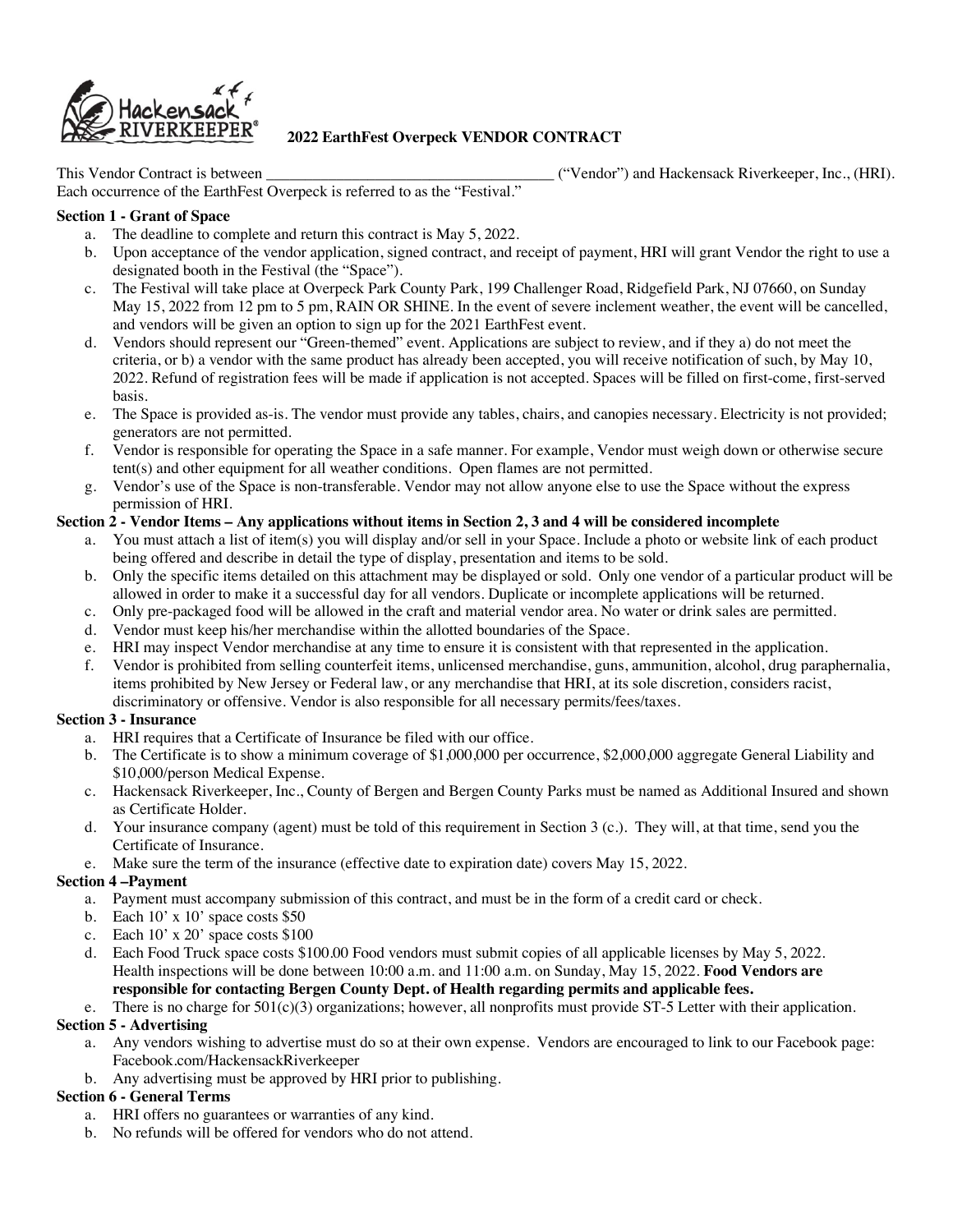# 2022 EarthFest Overpeck VENDOR CONTRACT

This Vendor Contract is between _____________________________________ ("Vendor") and Hackensack Riverkeeper, Inc., (HRI). Each occurrence of the EarthFest Overpeck is referred to as the "Festival."

**Section 1 - Grant of Space**

a. The deadline to complete and return this contract is May 5, 2022.

b. Upon acceptance of the vendor application, signed contract, and receipt of payment, HRI will grant Vendor the right to use a designated booth in the Festival (the "Space").

c. The Festival will take place at Overpeck Park County Park, 199 Challenger Road, Ridgefield Park, NJ 07660, on Sunday May 15, 2022 from 12 pm to 5 pm, RAIN OR SHINE. In the event of severe inclement weather, the event will be cancelled, and vendors will be given an option to sign up for the 2021 EarthFest event.

d. Vendors should represent our "Green-themed" event. Applications are subject to review, and if they a) do not meet the criteria, or b) a vendor with the same product has already been accepted, you will receive notification of such, by May 10, 2022. Refund of registration fees will be made if application is not accepted. Spaces will be filled on first-come, first-served basis.

e. The Space is provided as-is. The vendor must provide any tables, chairs, and canopies necessary. Electricity is not provided; generators are not permitted.

f. Vendor is responsible for operating the Space in a safe manner. For example, Vendor must weigh down or otherwise secure tent(s) and other equipment for all weather conditions. Open flames are not permitted.

g. Vendor's use of the Space is non-transferable. Vendor may not allow anyone else to use the Space without the express permission of HRI.

**Section 2 - Vendor Items – Any applications without items in Section 2, 3 and 4 will be considered incomplete**

a. You must attach a list of item(s) you will display and/or sell in your Space. Include a photo or website link of each product being offered and describe in detail the type of display, presentation and items to be sold.

b. Only the specific items detailed on this attachment may be displayed or sold. Only one vendor of a particular product will be allowed in order to make it a successful day for all vendors. Duplicate or incomplete applications will be returned.

c. Only pre-packaged food will be allowed in the craft and material vendor area. No water or drink sales are permitted.

d. Vendor must keep his/her merchandise within the allotted boundaries of the Space.

e. HRI may inspect Vendor merchandise at any time to ensure it is consistent with that represented in the application.

f. Vendor is prohibited from selling counterfeit items, unlicensed merchandise, guns, ammunition, alcohol, drug paraphernalia, items prohibited by New Jersey or Federal law, or any merchandise that HRI, at its sole discretion, considers racist, discriminatory or offensive. Vendor is also responsible for all necessary permits/fees/taxes.

**Section 3 - Insurance**

a. HRI requires that a Certificate of Insurance be filed with our office.

b. The Certificate is to show a minimum coverage of $1,000,000 per occurrence, $2,000,000 aggregate General Liability and $10,000/person Medical Expense.

c. Hackensack Riverkeeper, Inc., County of Bergen and Bergen County Parks must be named as Additional Insured and shown as Certificate Holder.

d. Your insurance company (agent) must be told of this requirement in Section 3 (c.). They will, at that time, send you the Certificate of Insurance.

e. Make sure the term of the insurance (effective date to expiration date) covers May 15, 2022.

**Section 4 –Payment**

a. Payment must accompany submission of this contract, and must be in the form of a credit card or check.

b. Each 10' x 10' space costs $50

c. Each 10' x 20' space costs $100

d. Each Food Truck space costs $100.00 Food vendors must submit copies of all applicable licenses by May 5, 2022. Health inspections will be done between 10:00 a.m. and 11:00 a.m. on Sunday, May 15, 2022. **Food Vendors are responsible for contacting Bergen County Dept. of Health regarding permits and applicable fees.**

e. There is no charge for 501(c)(3) organizations; however, all nonprofits must provide ST-5 Letter with their application.

**Section 5 - Advertising**

a. Any vendors wishing to advertise must do so at their own expense. Vendors are encouraged to link to our Facebook page: Facebook.com/HackensackRiverkeeper

b. Any advertising must be approved by HRI prior to publishing.

**Section 6 - General Terms**

a. HRI offers no guarantees or warranties of any kind.

b. No refunds will be offered for vendors who do not attend.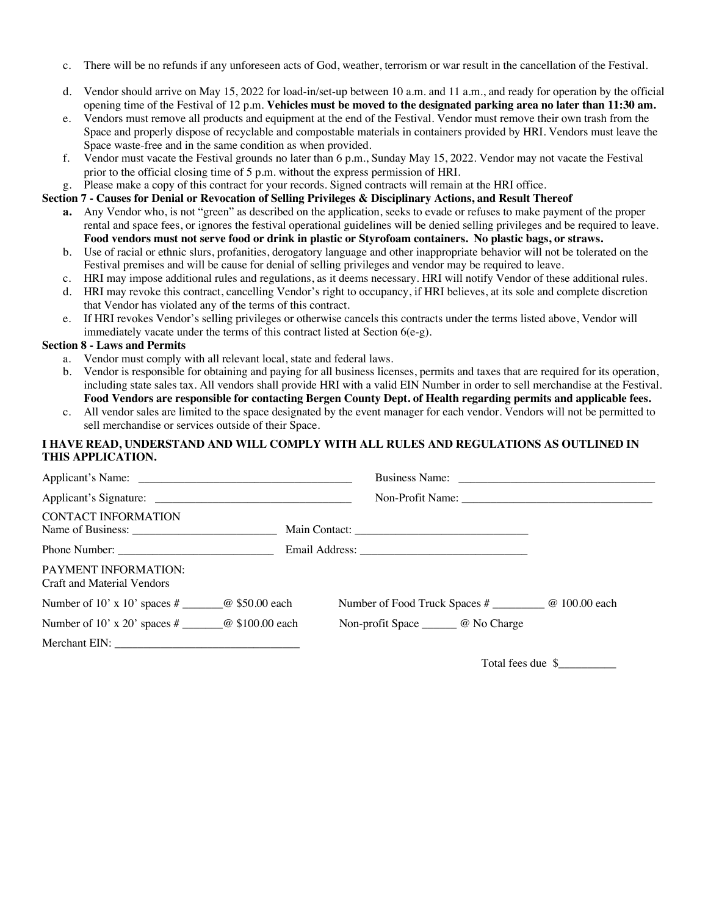c. There will be no refunds if any unforeseen acts of God, weather, terrorism or war result in the cancellation of the Festival.

d. Vendor should arrive on May 15, 2022 for load-in/set-up between 10 a.m. and 11 a.m., and ready for operation by the official opening time of the Festival of 12 p.m. **Vehicles must be moved to the designated parking area no later than 11:30 am.**

e. Vendors must remove all products and equipment at the end of the Festival. Vendor must remove their own trash from the Space and properly dispose of recyclable and compostable materials in containers provided by HRI. Vendors must leave the Space waste-free and in the same condition as when provided.

f. Vendor must vacate the Festival grounds no later than 6 p.m., Sunday May 15, 2022. Vendor may not vacate the Festival prior to the official closing time of 5 p.m. without the express permission of HRI.

g. Please make a copy of this contract for your records. Signed contracts will remain at the HRI office.

**Section 7 - Causes for Denial or Revocation of Selling Privileges & Disciplinary Actions, and Result Thereof**

**a.** Any Vendor who, is not "green" as described on the application, seeks to evade or refuses to make payment of the proper rental and space fees, or ignores the festival operational guidelines will be denied selling privileges and be required to leave. **Food vendors must not serve food or drink in plastic or Styrofoam containers. No plastic bags, or straws.**

b. Use of racial or ethnic slurs, profanities, derogatory language and other inappropriate behavior will not be tolerated on the Festival premises and will be cause for denial of selling privileges and vendor may be required to leave.

c. HRI may impose additional rules and regulations, as it deems necessary. HRI will notify Vendor of these additional rules.

d. HRI may revoke this contract, cancelling Vendor's right to occupancy, if HRI believes, at its sole and complete discretion that Vendor has violated any of the terms of this contract.

e. If HRI revokes Vendor's selling privileges or otherwise cancels this contracts under the terms listed above, Vendor will immediately vacate under the terms of this contract listed at Section 6(e-g).

**Section 8 - Laws and Permits**

a. Vendor must comply with all relevant local, state and federal laws.

b. Vendor is responsible for obtaining and paying for all business licenses, permits and taxes that are required for its operation, including state sales tax. All vendors shall provide HRI with a valid EIN Number in order to sell merchandise at the Festival. **Food Vendors are responsible for contacting Bergen County Dept. of Health regarding permits and applicable fees.**

c. All vendor sales are limited to the space designated by the event manager for each vendor. Vendors will not be permitted to sell merchandise or services outside of their Space.

**I HAVE READ, UNDERSTAND AND WILL COMPLY WITH ALL RULES AND REGULATIONS AS OUTLINED IN THIS APPLICATION.**

Applicant's Name: ____________________________________ Business Name: __________________________________

Applicant's Signature: _________________________________ Non-Profit Name: ________________________________

CONTACT INFORMATION
Name of Business: ________________________ Main Contact: ______________________________

Phone Number: ___________________________ Email Address: _____________________________

PAYMENT INFORMATION:
Craft and Material Vendors

Number of 10' x 10' spaces # _______@ $50.00 each Number of Food Truck Spaces # _________ @ 100.00 each

Number of 10' x 20' spaces # _______@ $100.00 each Non-profit Space ______ @ No Charge

Merchant EIN: ________________________________

Total fees due $__________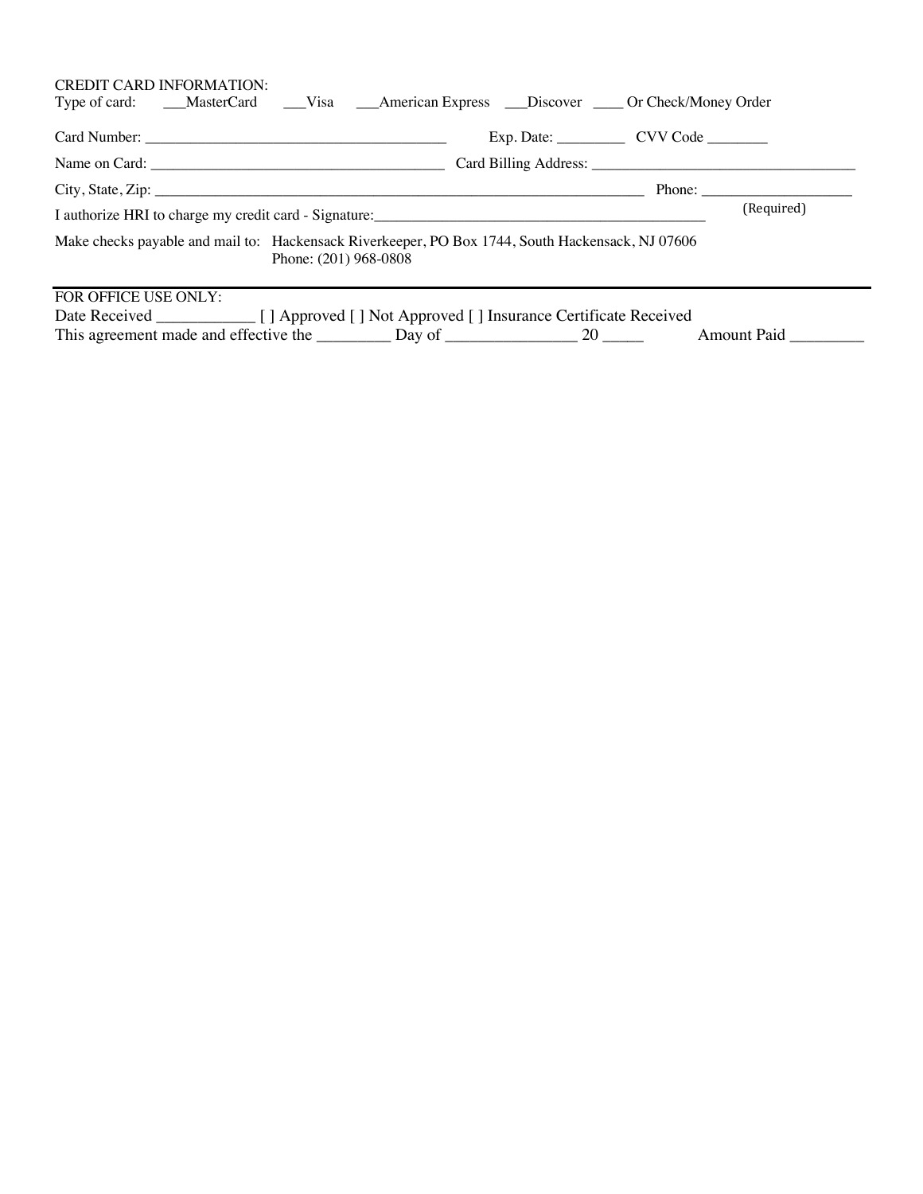CREDIT CARD INFORMATION:

Type of card: ___MasterCard ___Visa ___American Express ___Discover ____ Or Check/Money Order

Card Number: ________________________________________ Exp. Date: _________ CVV Code ________

Name on Card: ______________________________________ Card Billing Address: ___________________________________

City, State, Zip: _________________________________________________________________ Phone: ____________________

(Required)

I authorize HRI to charge my credit card - Signature:_____________________________________________

Make checks payable and mail to: Hackensack Riverkeeper, PO Box 1744, South Hackensack, NJ 07606
Phone: (201) 968-0808

---

FOR OFFICE USE ONLY:

Date Received ____________ [ ] Approved [ ] Not Approved [ ] Insurance Certificate Received

This agreement made and effective the _________ Day of ________________ 20 _____ Amount Paid _________